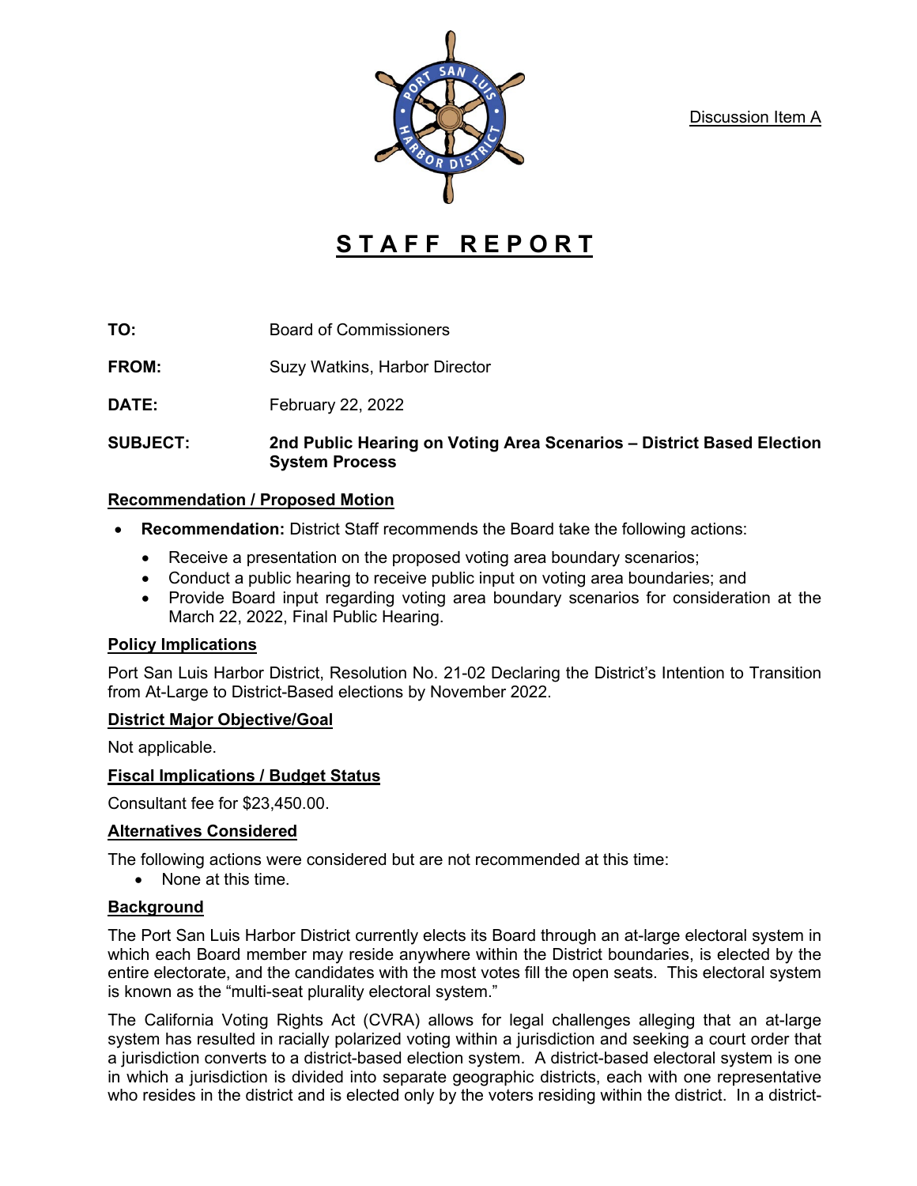Discussion Item A

# STAFF REPORT

**TO:** Board of Commissioners

**FROM:** Suzy Watkins, Harbor Director

**DATE:** February 22, 2022

**SUBJECT:** **2nd Public Hearing on Voting Area Scenarios – District Based Election System Process**

## Recommendation / Proposed Motion

- **Recommendation:** District Staff recommends the Board take the following actions:
  - Receive a presentation on the proposed voting area boundary scenarios;
  - Conduct a public hearing to receive public input on voting area boundaries; and
  - Provide Board input regarding voting area boundary scenarios for consideration at the March 22, 2022, Final Public Hearing.

## Policy Implications

Port San Luis Harbor District, Resolution No. 21-02 Declaring the District's Intention to Transition from At-Large to District-Based elections by November 2022.

## District Major Objective/Goal

Not applicable.

## Fiscal Implications / Budget Status

Consultant fee for $23,450.00.

## Alternatives Considered

The following actions were considered but are not recommended at this time:

- None at this time.

## Background

The Port San Luis Harbor District currently elects its Board through an at-large electoral system in which each Board member may reside anywhere within the District boundaries, is elected by the entire electorate, and the candidates with the most votes fill the open seats. This electoral system is known as the "multi-seat plurality electoral system."

The California Voting Rights Act (CVRA) allows for legal challenges alleging that an at-large system has resulted in racially polarized voting within a jurisdiction and seeking a court order that a jurisdiction converts to a district-based election system. A district-based electoral system is one in which a jurisdiction is divided into separate geographic districts, each with one representative who resides in the district and is elected only by the voters residing within the district. In a district-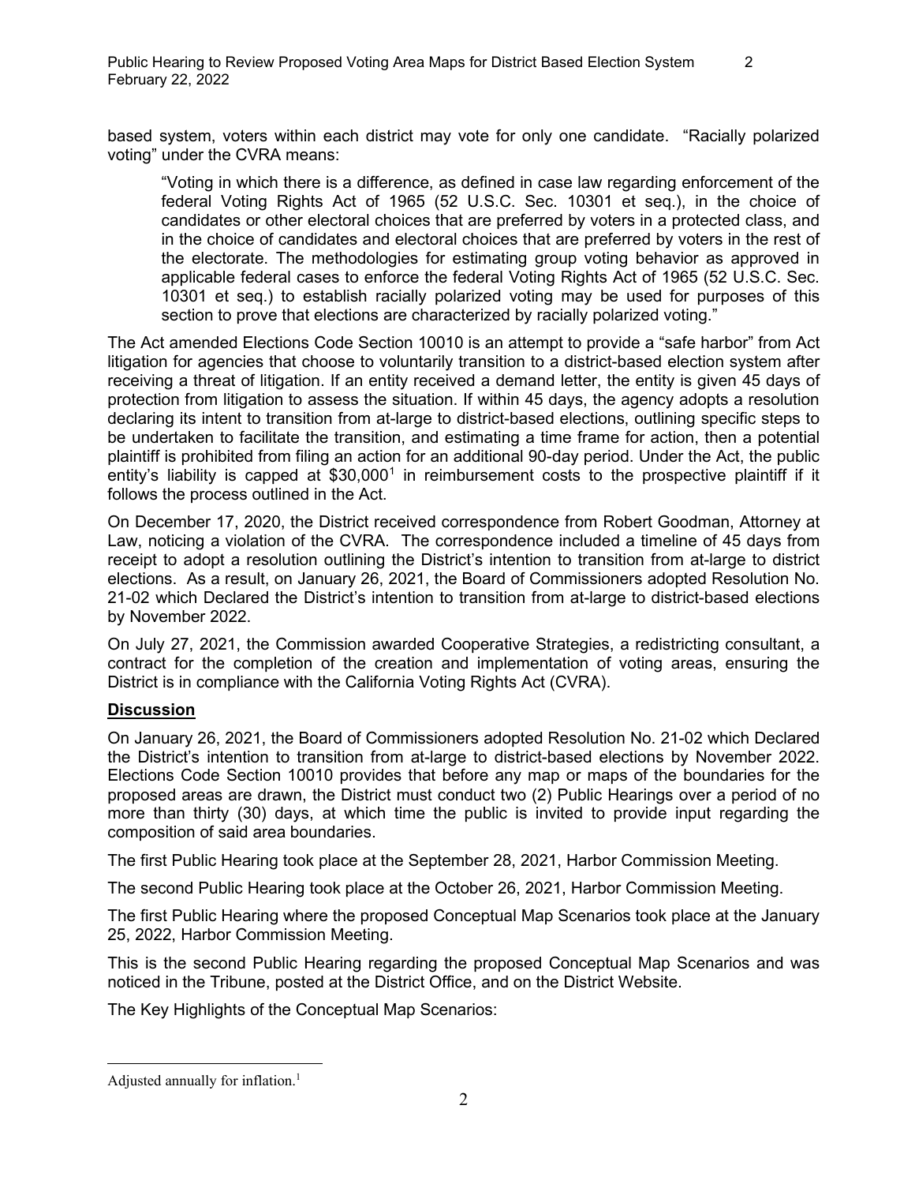based system, voters within each district may vote for only one candidate. "Racially polarized voting" under the CVRA means:

> "Voting in which there is a difference, as defined in case law regarding enforcement of the federal Voting Rights Act of 1965 (52 U.S.C. Sec. 10301 et seq.), in the choice of candidates or other electoral choices that are preferred by voters in a protected class, and in the choice of candidates and electoral choices that are preferred by voters in the rest of the electorate. The methodologies for estimating group voting behavior as approved in applicable federal cases to enforce the federal Voting Rights Act of 1965 (52 U.S.C. Sec. 10301 et seq.) to establish racially polarized voting may be used for purposes of this section to prove that elections are characterized by racially polarized voting."

The Act amended Elections Code Section 10010 is an attempt to provide a "safe harbor" from Act litigation for agencies that choose to voluntarily transition to a district-based election system after receiving a threat of litigation. If an entity received a demand letter, the entity is given 45 days of protection from litigation to assess the situation. If within 45 days, the agency adopts a resolution declaring its intent to transition from at-large to district-based elections, outlining specific steps to be undertaken to facilitate the transition, and estimating a time frame for action, then a potential plaintiff is prohibited from filing an action for an additional 90-day period. Under the Act, the public entity's liability is capped at $30,000[1] in reimbursement costs to the prospective plaintiff if it follows the process outlined in the Act.

On December 17, 2020, the District received correspondence from Robert Goodman, Attorney at Law, noticing a violation of the CVRA. The correspondence included a timeline of 45 days from receipt to adopt a resolution outlining the District's intention to transition from at-large to district elections. As a result, on January 26, 2021, the Board of Commissioners adopted Resolution No. 21-02 which Declared the District's intention to transition from at-large to district-based elections by November 2022.

On July 27, 2021, the Commission awarded Cooperative Strategies, a redistricting consultant, a contract for the completion of the creation and implementation of voting areas, ensuring the District is in compliance with the California Voting Rights Act (CVRA).

**Discussion**

On January 26, 2021, the Board of Commissioners adopted Resolution No. 21-02 which Declared the District's intention to transition from at-large to district-based elections by November 2022. Elections Code Section 10010 provides that before any map or maps of the boundaries for the proposed areas are drawn, the District must conduct two (2) Public Hearings over a period of no more than thirty (30) days, at which time the public is invited to provide input regarding the composition of said area boundaries.

The first Public Hearing took place at the September 28, 2021, Harbor Commission Meeting.

The second Public Hearing took place at the October 26, 2021, Harbor Commission Meeting.

The first Public Hearing where the proposed Conceptual Map Scenarios took place at the January 25, 2022, Harbor Commission Meeting.

This is the second Public Hearing regarding the proposed Conceptual Map Scenarios and was noticed in the Tribune, posted at the District Office, and on the District Website.

The Key Highlights of the Conceptual Map Scenarios:

---

Adjusted annually for inflation.[1]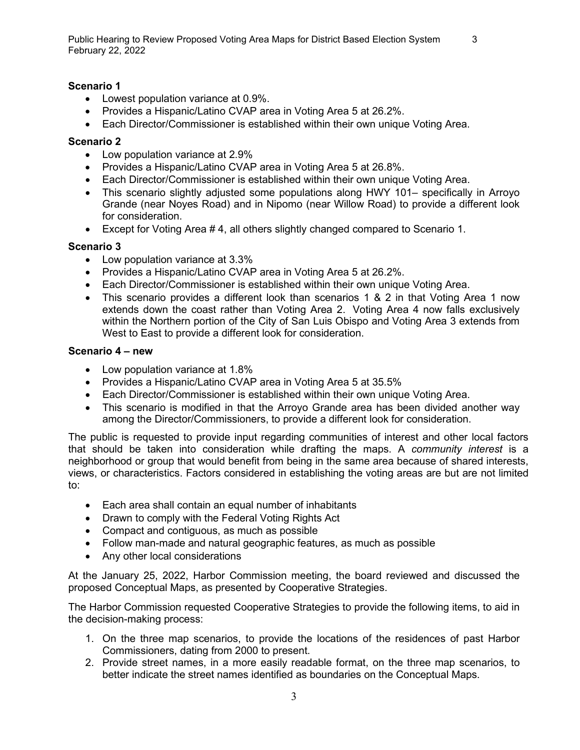**Scenario 1**

- Lowest population variance at 0.9%.
- Provides a Hispanic/Latino CVAP area in Voting Area 5 at 26.2%.
- Each Director/Commissioner is established within their own unique Voting Area.

**Scenario 2**

- Low population variance at 2.9%
- Provides a Hispanic/Latino CVAP area in Voting Area 5 at 26.8%.
- Each Director/Commissioner is established within their own unique Voting Area.
- This scenario slightly adjusted some populations along HWY 101– specifically in Arroyo Grande (near Noyes Road) and in Nipomo (near Willow Road) to provide a different look for consideration.
- Except for Voting Area # 4, all others slightly changed compared to Scenario 1.

**Scenario 3**

- Low population variance at 3.3%
- Provides a Hispanic/Latino CVAP area in Voting Area 5 at 26.2%.
- Each Director/Commissioner is established within their own unique Voting Area.
- This scenario provides a different look than scenarios 1 & 2 in that Voting Area 1 now extends down the coast rather than Voting Area 2. Voting Area 4 now falls exclusively within the Northern portion of the City of San Luis Obispo and Voting Area 3 extends from West to East to provide a different look for consideration.

**Scenario 4 – new**

- Low population variance at 1.8%
- Provides a Hispanic/Latino CVAP area in Voting Area 5 at 35.5%
- Each Director/Commissioner is established within their own unique Voting Area.
- This scenario is modified in that the Arroyo Grande area has been divided another way among the Director/Commissioners, to provide a different look for consideration.

The public is requested to provide input regarding communities of interest and other local factors that should be taken into consideration while drafting the maps. A *community interest* is a neighborhood or group that would benefit from being in the same area because of shared interests, views, or characteristics. Factors considered in establishing the voting areas are but are not limited to:

- Each area shall contain an equal number of inhabitants
- Drawn to comply with the Federal Voting Rights Act
- Compact and contiguous, as much as possible
- Follow man-made and natural geographic features, as much as possible
- Any other local considerations

At the January 25, 2022, Harbor Commission meeting, the board reviewed and discussed the proposed Conceptual Maps, as presented by Cooperative Strategies.

The Harbor Commission requested Cooperative Strategies to provide the following items, to aid in the decision-making process:

1. On the three map scenarios, to provide the locations of the residences of past Harbor Commissioners, dating from 2000 to present.
2. Provide street names, in a more easily readable format, on the three map scenarios, to better indicate the street names identified as boundaries on the Conceptual Maps.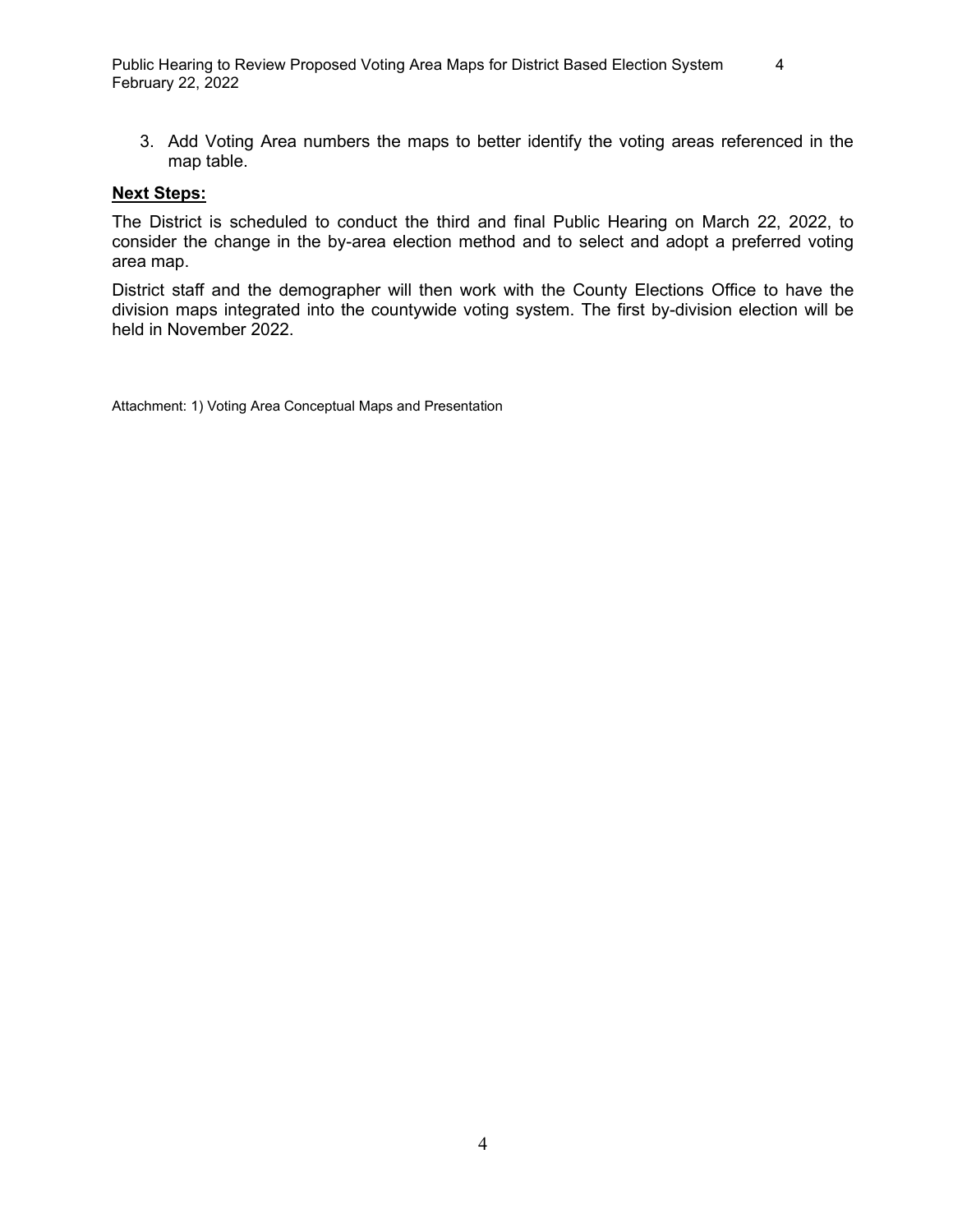3. Add Voting Area numbers the maps to better identify the voting areas referenced in the map table.

**Next Steps:**

The District is scheduled to conduct the third and final Public Hearing on March 22, 2022, to consider the change in the by-area election method and to select and adopt a preferred voting area map.

District staff and the demographer will then work with the County Elections Office to have the division maps integrated into the countywide voting system. The first by-division election will be held in November 2022.

Attachment: 1) Voting Area Conceptual Maps and Presentation